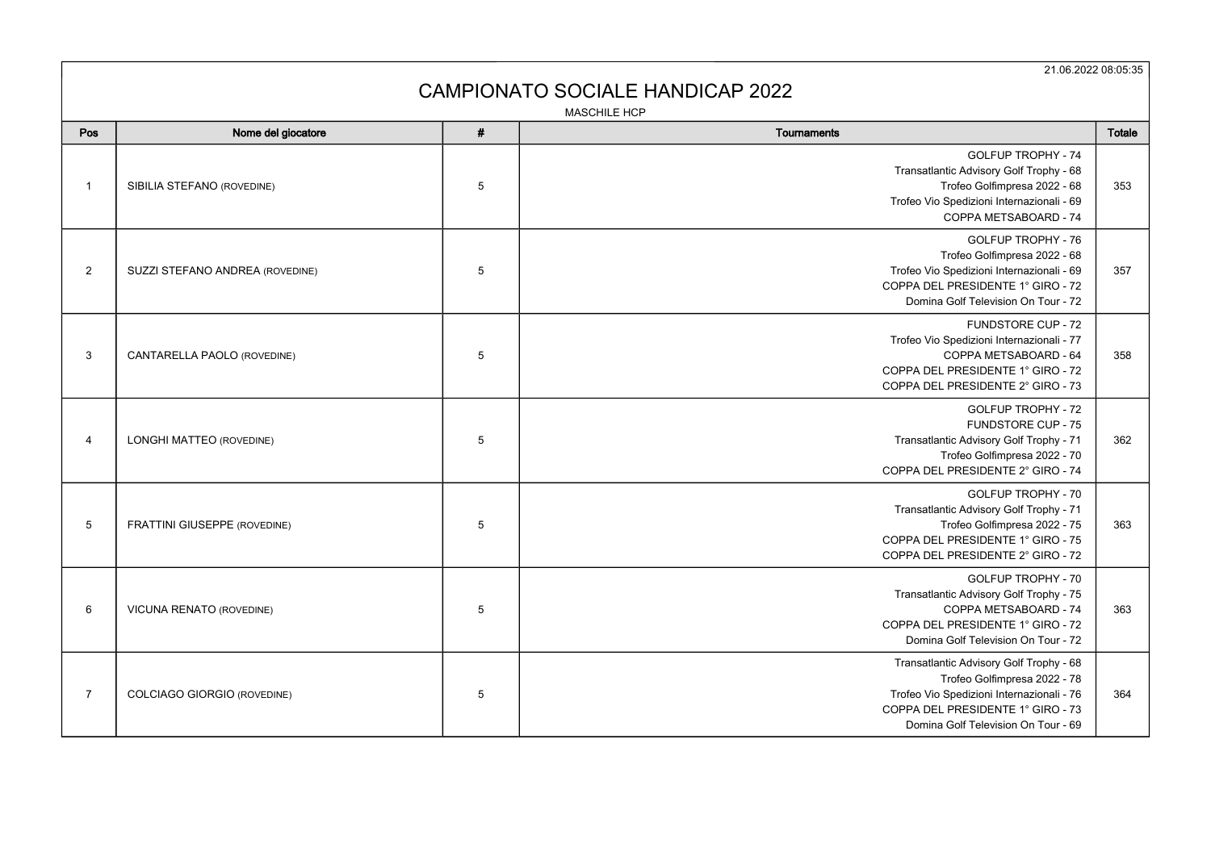21.06.2022 08:05:35

# CAMPIONATO SOCIALE HANDICAP 2022

MASCHILE HCP

| Pos | Nome del giocatore | # | Tournaments | Totale |
|---|---|---|---|---|
| 1 | SIBILIA STEFANO (ROVEDINE) | 5 | GOLFUP TROPHY - 74<br>Transatlantic Advisory Golf Trophy - 68<br>Trofeo Golfimpresa 2022 - 68<br>Trofeo Vio Spedizioni Internazionali - 69<br>COPPA METSABOARD - 74 | 353 |
| 2 | SUZZI STEFANO ANDREA (ROVEDINE) | 5 | GOLFUP TROPHY - 76<br>Trofeo Golfimpresa 2022 - 68<br>Trofeo Vio Spedizioni Internazionali - 69<br>COPPA DEL PRESIDENTE 1° GIRO - 72<br>Domina Golf Television On Tour - 72 | 357 |
| 3 | CANTARELLA PAOLO (ROVEDINE) | 5 | FUNDSTORE CUP - 72<br>Trofeo Vio Spedizioni Internazionali - 77<br>COPPA METSABOARD - 64<br>COPPA DEL PRESIDENTE 1° GIRO - 72<br>COPPA DEL PRESIDENTE 2° GIRO - 73 | 358 |
| 4 | LONGHI MATTEO (ROVEDINE) | 5 | GOLFUP TROPHY - 72<br>FUNDSTORE CUP - 75<br>Transatlantic Advisory Golf Trophy - 71<br>Trofeo Golfimpresa 2022 - 70<br>COPPA DEL PRESIDENTE 2° GIRO - 74 | 362 |
| 5 | FRATTINI GIUSEPPE (ROVEDINE) | 5 | GOLFUP TROPHY - 70<br>Transatlantic Advisory Golf Trophy - 71<br>Trofeo Golfimpresa 2022 - 75<br>COPPA DEL PRESIDENTE 1° GIRO - 75<br>COPPA DEL PRESIDENTE 2° GIRO - 72 | 363 |
| 6 | VICUNA RENATO (ROVEDINE) | 5 | GOLFUP TROPHY - 70<br>Transatlantic Advisory Golf Trophy - 75<br>COPPA METSABOARD - 74<br>COPPA DEL PRESIDENTE 1° GIRO - 72<br>Domina Golf Television On Tour - 72 | 363 |
| 7 | COLCIAGO GIORGIO (ROVEDINE) | 5 | Transatlantic Advisory Golf Trophy - 68<br>Trofeo Golfimpresa 2022 - 78<br>Trofeo Vio Spedizioni Internazionali - 76<br>COPPA DEL PRESIDENTE 1° GIRO - 73<br>Domina Golf Television On Tour - 69 | 364 |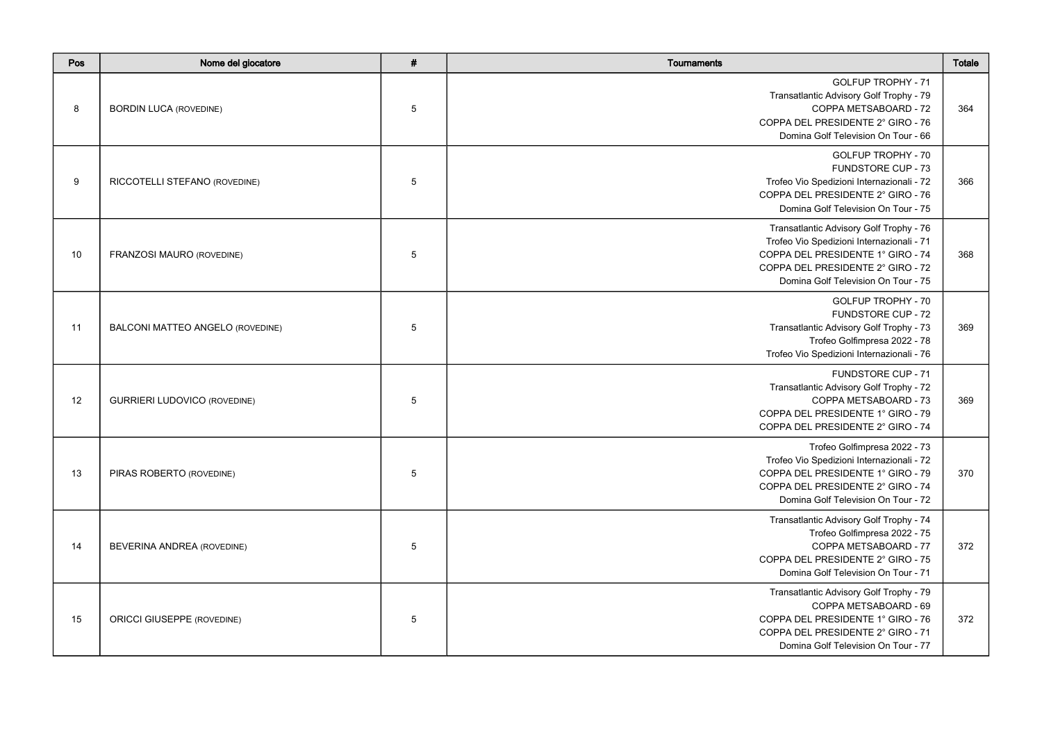| Pos | Nome del giocatore | # | Tournaments | Totale |
| --- | --- | --- | --- | --- |
| 8 | BORDIN LUCA (ROVEDINE) | 5 | GOLFUP TROPHY - 71<br>Transatlantic Advisory Golf Trophy - 79<br>COPPA METSABOARD - 72<br>COPPA DEL PRESIDENTE 2° GIRO - 76<br>Domina Golf Television On Tour - 66 | 364 |
| 9 | RICCOTELLI STEFANO (ROVEDINE) | 5 | GOLFUP TROPHY - 70<br>FUNDSTORE CUP - 73<br>Trofeo Vio Spedizioni Internazionali - 72<br>COPPA DEL PRESIDENTE 2° GIRO - 76<br>Domina Golf Television On Tour - 75 | 366 |
| 10 | FRANZOSI MAURO (ROVEDINE) | 5 | Transatlantic Advisory Golf Trophy - 76<br>Trofeo Vio Spedizioni Internazionali - 71<br>COPPA DEL PRESIDENTE 1° GIRO - 74<br>COPPA DEL PRESIDENTE 2° GIRO - 72<br>Domina Golf Television On Tour - 75 | 368 |
| 11 | BALCONI MATTEO ANGELO (ROVEDINE) | 5 | GOLFUP TROPHY - 70<br>FUNDSTORE CUP - 72<br>Transatlantic Advisory Golf Trophy - 73<br>Trofeo Golfimpresa 2022 - 78<br>Trofeo Vio Spedizioni Internazionali - 76 | 369 |
| 12 | GURRIERI LUDOVICO (ROVEDINE) | 5 | FUNDSTORE CUP - 71<br>Transatlantic Advisory Golf Trophy - 72<br>COPPA METSABOARD - 73<br>COPPA DEL PRESIDENTE 1° GIRO - 79<br>COPPA DEL PRESIDENTE 2° GIRO - 74 | 369 |
| 13 | PIRAS ROBERTO (ROVEDINE) | 5 | Trofeo Golfimpresa 2022 - 73<br>Trofeo Vio Spedizioni Internazionali - 72<br>COPPA DEL PRESIDENTE 1° GIRO - 79<br>COPPA DEL PRESIDENTE 2° GIRO - 74<br>Domina Golf Television On Tour - 72 | 370 |
| 14 | BEVERINA ANDREA (ROVEDINE) | 5 | Transatlantic Advisory Golf Trophy - 74<br>Trofeo Golfimpresa 2022 - 75<br>COPPA METSABOARD - 77<br>COPPA DEL PRESIDENTE 2° GIRO - 75<br>Domina Golf Television On Tour - 71 | 372 |
| 15 | ORICCI GIUSEPPE (ROVEDINE) | 5 | Transatlantic Advisory Golf Trophy - 79<br>COPPA METSABOARD - 69<br>COPPA DEL PRESIDENTE 1° GIRO - 76<br>COPPA DEL PRESIDENTE 2° GIRO - 71<br>Domina Golf Television On Tour - 77 | 372 |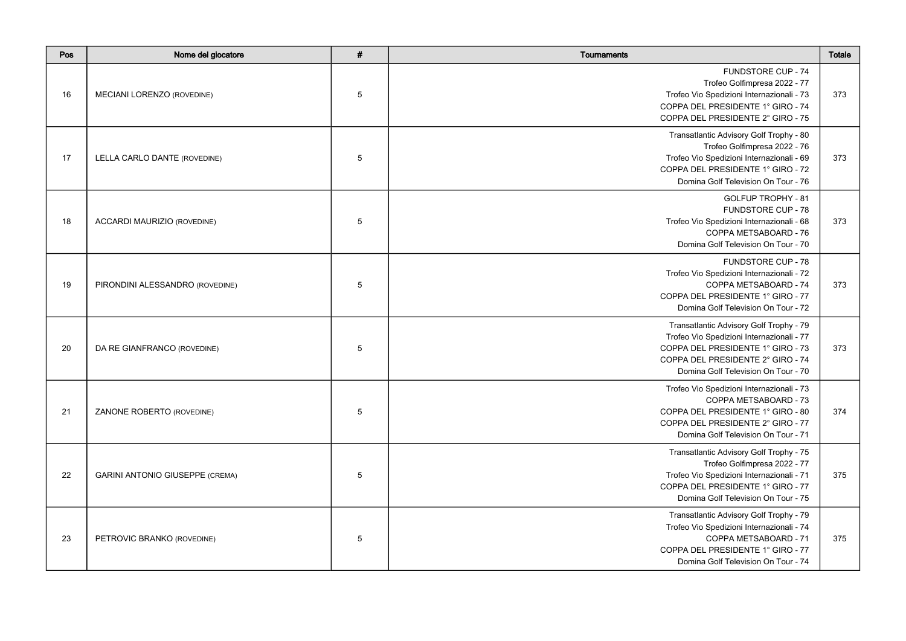| Pos | Nome del giocatore | # | Tournaments | Totale |
|---|---|---|---|---|
| 16 | MECIANI LORENZO (ROVEDINE) | 5 | FUNDSTORE CUP - 74<br>Trofeo Golfimpresa 2022 - 77<br>Trofeo Vio Spedizioni Internazionali - 73<br>COPPA DEL PRESIDENTE 1° GIRO - 74<br>COPPA DEL PRESIDENTE 2° GIRO - 75 | 373 |
| 17 | LELLA CARLO DANTE (ROVEDINE) | 5 | Transatlantic Advisory Golf Trophy - 80<br>Trofeo Golfimpresa 2022 - 76<br>Trofeo Vio Spedizioni Internazionali - 69<br>COPPA DEL PRESIDENTE 1° GIRO - 72<br>Domina Golf Television On Tour - 76 | 373 |
| 18 | ACCARDI MAURIZIO (ROVEDINE) | 5 | GOLFUP TROPHY - 81<br>FUNDSTORE CUP - 78<br>Trofeo Vio Spedizioni Internazionali - 68<br>COPPA METSABOARD - 76<br>Domina Golf Television On Tour - 70 | 373 |
| 19 | PIRONDINI ALESSANDRO (ROVEDINE) | 5 | FUNDSTORE CUP - 78<br>Trofeo Vio Spedizioni Internazionali - 72<br>COPPA METSABOARD - 74<br>COPPA DEL PRESIDENTE 1° GIRO - 77<br>Domina Golf Television On Tour - 72 | 373 |
| 20 | DA RE GIANFRANCO (ROVEDINE) | 5 | Transatlantic Advisory Golf Trophy - 79<br>Trofeo Vio Spedizioni Internazionali - 77<br>COPPA DEL PRESIDENTE 1° GIRO - 73<br>COPPA DEL PRESIDENTE 2° GIRO - 74<br>Domina Golf Television On Tour - 70 | 373 |
| 21 | ZANONE ROBERTO (ROVEDINE) | 5 | Trofeo Vio Spedizioni Internazionali - 73<br>COPPA METSABOARD - 73<br>COPPA DEL PRESIDENTE 1° GIRO - 80<br>COPPA DEL PRESIDENTE 2° GIRO - 77<br>Domina Golf Television On Tour - 71 | 374 |
| 22 | GARINI ANTONIO GIUSEPPE (CREMA) | 5 | Transatlantic Advisory Golf Trophy - 75<br>Trofeo Golfimpresa 2022 - 77<br>Trofeo Vio Spedizioni Internazionali - 71<br>COPPA DEL PRESIDENTE 1° GIRO - 77<br>Domina Golf Television On Tour - 75 | 375 |
| 23 | PETROVIC BRANKO (ROVEDINE) | 5 | Transatlantic Advisory Golf Trophy - 79<br>Trofeo Vio Spedizioni Internazionali - 74<br>COPPA METSABOARD - 71<br>COPPA DEL PRESIDENTE 1° GIRO - 77<br>Domina Golf Television On Tour - 74 | 375 |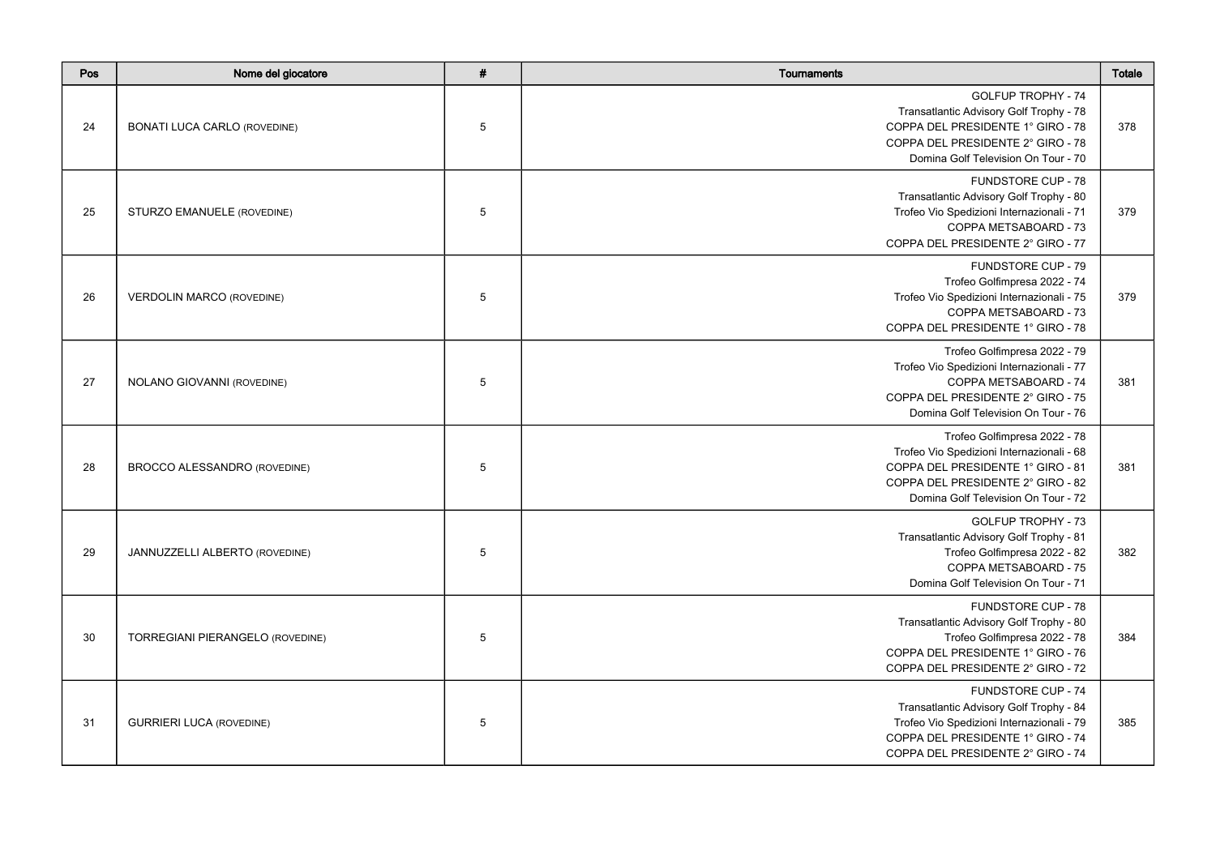| Pos | Nome del giocatore | # | Tournaments | Totale |
|---|---|---|---|---|
| 24 | BONATI LUCA CARLO (ROVEDINE) | 5 | GOLFUP TROPHY - 74<br>Transatlantic Advisory Golf Trophy - 78<br>COPPA DEL PRESIDENTE 1° GIRO - 78<br>COPPA DEL PRESIDENTE 2° GIRO - 78<br>Domina Golf Television On Tour - 70 | 378 |
| 25 | STURZO EMANUELE (ROVEDINE) | 5 | FUNDSTORE CUP - 78<br>Transatlantic Advisory Golf Trophy - 80<br>Trofeo Vio Spedizioni Internazionali - 71<br>COPPA METSABOARD - 73<br>COPPA DEL PRESIDENTE 2° GIRO - 77 | 379 |
| 26 | VERDOLIN MARCO (ROVEDINE) | 5 | FUNDSTORE CUP - 79<br>Trofeo Golfimpresa 2022 - 74<br>Trofeo Vio Spedizioni Internazionali - 75<br>COPPA METSABOARD - 73<br>COPPA DEL PRESIDENTE 1° GIRO - 78 | 379 |
| 27 | NOLANO GIOVANNI (ROVEDINE) | 5 | Trofeo Golfimpresa 2022 - 79<br>Trofeo Vio Spedizioni Internazionali - 77<br>COPPA METSABOARD - 74<br>COPPA DEL PRESIDENTE 2° GIRO - 75<br>Domina Golf Television On Tour - 76 | 381 |
| 28 | BROCCO ALESSANDRO (ROVEDINE) | 5 | Trofeo Golfimpresa 2022 - 78<br>Trofeo Vio Spedizioni Internazionali - 68<br>COPPA DEL PRESIDENTE 1° GIRO - 81<br>COPPA DEL PRESIDENTE 2° GIRO - 82<br>Domina Golf Television On Tour - 72 | 381 |
| 29 | JANNUZZELLI ALBERTO (ROVEDINE) | 5 | GOLFUP TROPHY - 73<br>Transatlantic Advisory Golf Trophy - 81<br>Trofeo Golfimpresa 2022 - 82<br>COPPA METSABOARD - 75<br>Domina Golf Television On Tour - 71 | 382 |
| 30 | TORREGIANI PIERANGELO (ROVEDINE) | 5 | FUNDSTORE CUP - 78<br>Transatlantic Advisory Golf Trophy - 80<br>Trofeo Golfimpresa 2022 - 78<br>COPPA DEL PRESIDENTE 1° GIRO - 76<br>COPPA DEL PRESIDENTE 2° GIRO - 72 | 384 |
| 31 | GURRIERI LUCA (ROVEDINE) | 5 | FUNDSTORE CUP - 74<br>Transatlantic Advisory Golf Trophy - 84<br>Trofeo Vio Spedizioni Internazionali - 79<br>COPPA DEL PRESIDENTE 1° GIRO - 74<br>COPPA DEL PRESIDENTE 2° GIRO - 74 | 385 |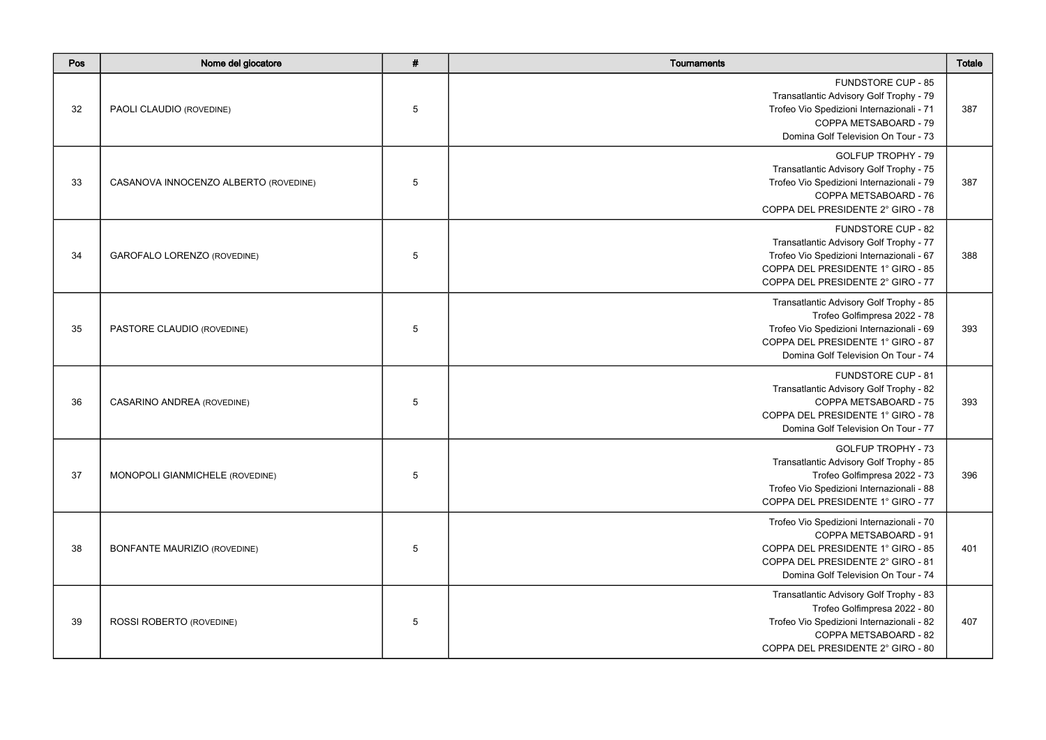| Pos | Nome del giocatore | # | Tournaments | Totale |
|---|---|---|---|---|
| 32 | PAOLI CLAUDIO (ROVEDINE) | 5 | FUNDSTORE CUP - 85<br>Transatlantic Advisory Golf Trophy - 79<br>Trofeo Vio Spedizioni Internazionali - 71<br>COPPA METSABOARD - 79<br>Domina Golf Television On Tour - 73 | 387 |
| 33 | CASANOVA INNOCENZO ALBERTO (ROVEDINE) | 5 | GOLFUP TROPHY - 79<br>Transatlantic Advisory Golf Trophy - 75<br>Trofeo Vio Spedizioni Internazionali - 79<br>COPPA METSABOARD - 76<br>COPPA DEL PRESIDENTE 2° GIRO - 78 | 387 |
| 34 | GAROFALO LORENZO (ROVEDINE) | 5 | FUNDSTORE CUP - 82<br>Transatlantic Advisory Golf Trophy - 77<br>Trofeo Vio Spedizioni Internazionali - 67<br>COPPA DEL PRESIDENTE 1° GIRO - 85<br>COPPA DEL PRESIDENTE 2° GIRO - 77 | 388 |
| 35 | PASTORE CLAUDIO (ROVEDINE) | 5 | Transatlantic Advisory Golf Trophy - 85<br>Trofeo Golfimpresa 2022 - 78<br>Trofeo Vio Spedizioni Internazionali - 69<br>COPPA DEL PRESIDENTE 1° GIRO - 87<br>Domina Golf Television On Tour - 74 | 393 |
| 36 | CASARINO ANDREA (ROVEDINE) | 5 | FUNDSTORE CUP - 81<br>Transatlantic Advisory Golf Trophy - 82<br>COPPA METSABOARD - 75<br>COPPA DEL PRESIDENTE 1° GIRO - 78<br>Domina Golf Television On Tour - 77 | 393 |
| 37 | MONOPOLI GIANMICHELE (ROVEDINE) | 5 | GOLFUP TROPHY - 73<br>Transatlantic Advisory Golf Trophy - 85<br>Trofeo Golfimpresa 2022 - 73<br>Trofeo Vio Spedizioni Internazionali - 88<br>COPPA DEL PRESIDENTE 1° GIRO - 77 | 396 |
| 38 | BONFANTE MAURIZIO (ROVEDINE) | 5 | Trofeo Vio Spedizioni Internazionali - 70<br>COPPA METSABOARD - 91<br>COPPA DEL PRESIDENTE 1° GIRO - 85<br>COPPA DEL PRESIDENTE 2° GIRO - 81<br>Domina Golf Television On Tour - 74 | 401 |
| 39 | ROSSI ROBERTO (ROVEDINE) | 5 | Transatlantic Advisory Golf Trophy - 83<br>Trofeo Golfimpresa 2022 - 80<br>Trofeo Vio Spedizioni Internazionali - 82<br>COPPA METSABOARD - 82<br>COPPA DEL PRESIDENTE 2° GIRO - 80 | 407 |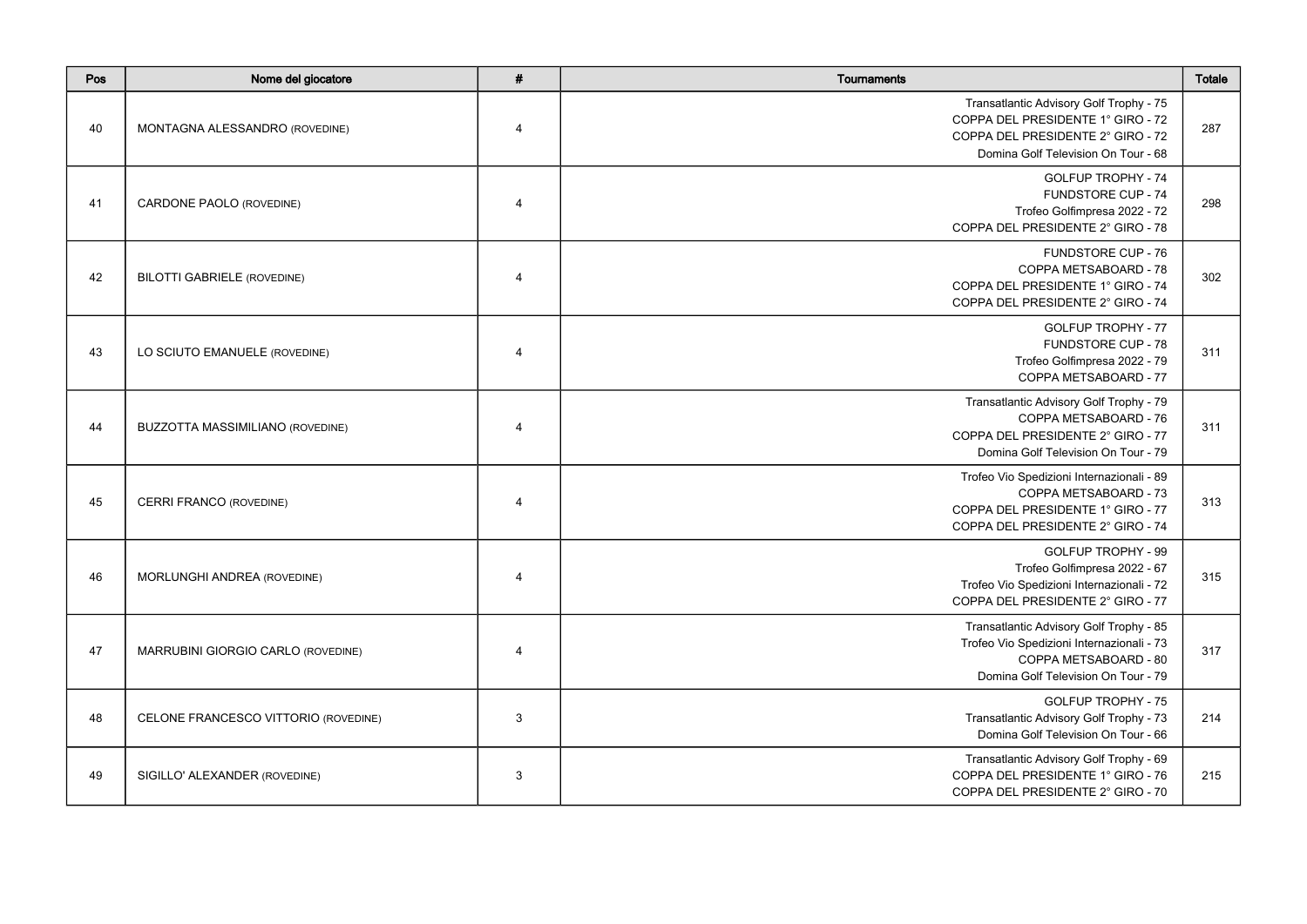| Pos | Nome del giocatore | # | Tournaments | Totale |
|---|---|---|---|---|
| 40 | MONTAGNA ALESSANDRO (ROVEDINE) | 4 | Transatlantic Advisory Golf Trophy - 75<br>COPPA DEL PRESIDENTE 1° GIRO - 72<br>COPPA DEL PRESIDENTE 2° GIRO - 72<br>Domina Golf Television On Tour - 68 | 287 |
| 41 | CARDONE PAOLO (ROVEDINE) | 4 | GOLFUP TROPHY - 74<br>FUNDSTORE CUP - 74<br>Trofeo Golfimpresa 2022 - 72<br>COPPA DEL PRESIDENTE 2° GIRO - 78 | 298 |
| 42 | BILOTTI GABRIELE (ROVEDINE) | 4 | FUNDSTORE CUP - 76<br>COPPA METSABOARD - 78<br>COPPA DEL PRESIDENTE 1° GIRO - 74<br>COPPA DEL PRESIDENTE 2° GIRO - 74 | 302 |
| 43 | LO SCIUTO EMANUELE (ROVEDINE) | 4 | GOLFUP TROPHY - 77<br>FUNDSTORE CUP - 78<br>Trofeo Golfimpresa 2022 - 79<br>COPPA METSABOARD - 77 | 311 |
| 44 | BUZZOTTA MASSIMILIANO (ROVEDINE) | 4 | Transatlantic Advisory Golf Trophy - 79<br>COPPA METSABOARD - 76<br>COPPA DEL PRESIDENTE 2° GIRO - 77<br>Domina Golf Television On Tour - 79 | 311 |
| 45 | CERRI FRANCO (ROVEDINE) | 4 | Trofeo Vio Spedizioni Internazionali - 89<br>COPPA METSABOARD - 73<br>COPPA DEL PRESIDENTE 1° GIRO - 77<br>COPPA DEL PRESIDENTE 2° GIRO - 74 | 313 |
| 46 | MORLUNGHI ANDREA (ROVEDINE) | 4 | GOLFUP TROPHY - 99<br>Trofeo Golfimpresa 2022 - 67<br>Trofeo Vio Spedizioni Internazionali - 72<br>COPPA DEL PRESIDENTE 2° GIRO - 77 | 315 |
| 47 | MARRUBINI GIORGIO CARLO (ROVEDINE) | 4 | Transatlantic Advisory Golf Trophy - 85<br>Trofeo Vio Spedizioni Internazionali - 73<br>COPPA METSABOARD - 80<br>Domina Golf Television On Tour - 79 | 317 |
| 48 | CELONE FRANCESCO VITTORIO (ROVEDINE) | 3 | GOLFUP TROPHY - 75<br>Transatlantic Advisory Golf Trophy - 73<br>Domina Golf Television On Tour - 66 | 214 |
| 49 | SIGILLO' ALEXANDER (ROVEDINE) | 3 | Transatlantic Advisory Golf Trophy - 69<br>COPPA DEL PRESIDENTE 1° GIRO - 76<br>COPPA DEL PRESIDENTE 2° GIRO - 70 | 215 |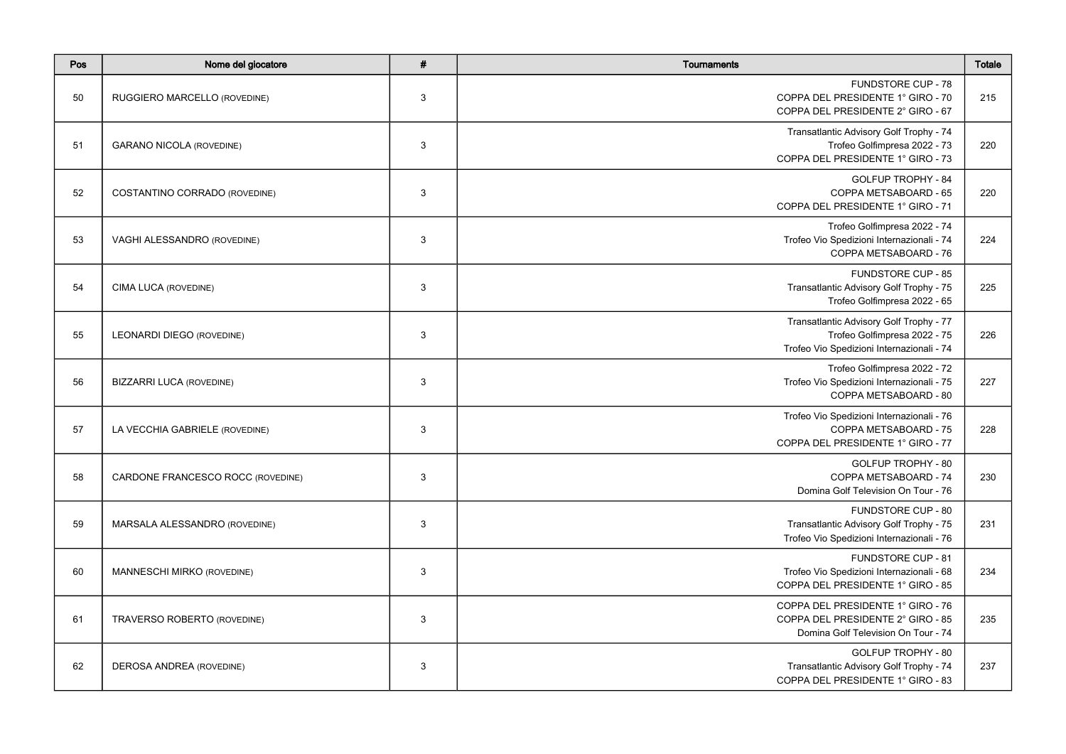| Pos | Nome del giocatore | # | Tournaments | Totale |
| --- | --- | --- | --- | --- |
| 50 | RUGGIERO MARCELLO (ROVEDINE) | 3 | FUNDSTORE CUP - 78<br>COPPA DEL PRESIDENTE 1° GIRO - 70<br>COPPA DEL PRESIDENTE 2° GIRO - 67 | 215 |
| 51 | GARANO NICOLA (ROVEDINE) | 3 | Transatlantic Advisory Golf Trophy - 74<br>Trofeo Golfimpresa 2022 - 73<br>COPPA DEL PRESIDENTE 1° GIRO - 73 | 220 |
| 52 | COSTANTINO CORRADO (ROVEDINE) | 3 | GOLFUP TROPHY - 84<br>COPPA METSABOARD - 65<br>COPPA DEL PRESIDENTE 1° GIRO - 71 | 220 |
| 53 | VAGHI ALESSANDRO (ROVEDINE) | 3 | Trofeo Golfimpresa 2022 - 74<br>Trofeo Vio Spedizioni Internazionali - 74<br>COPPA METSABOARD - 76 | 224 |
| 54 | CIMA LUCA (ROVEDINE) | 3 | FUNDSTORE CUP - 85<br>Transatlantic Advisory Golf Trophy - 75<br>Trofeo Golfimpresa 2022 - 65 | 225 |
| 55 | LEONARDI DIEGO (ROVEDINE) | 3 | Transatlantic Advisory Golf Trophy - 77<br>Trofeo Golfimpresa 2022 - 75<br>Trofeo Vio Spedizioni Internazionali - 74 | 226 |
| 56 | BIZZARRI LUCA (ROVEDINE) | 3 | Trofeo Golfimpresa 2022 - 72<br>Trofeo Vio Spedizioni Internazionali - 75<br>COPPA METSABOARD - 80 | 227 |
| 57 | LA VECCHIA GABRIELE (ROVEDINE) | 3 | Trofeo Vio Spedizioni Internazionali - 76<br>COPPA METSABOARD - 75<br>COPPA DEL PRESIDENTE 1° GIRO - 77 | 228 |
| 58 | CARDONE FRANCESCO ROCC (ROVEDINE) | 3 | GOLFUP TROPHY - 80<br>COPPA METSABOARD - 74<br>Domina Golf Television On Tour - 76 | 230 |
| 59 | MARSALA ALESSANDRO (ROVEDINE) | 3 | FUNDSTORE CUP - 80<br>Transatlantic Advisory Golf Trophy - 75<br>Trofeo Vio Spedizioni Internazionali - 76 | 231 |
| 60 | MANNESCHI MIRKO (ROVEDINE) | 3 | FUNDSTORE CUP - 81<br>Trofeo Vio Spedizioni Internazionali - 68<br>COPPA DEL PRESIDENTE 1° GIRO - 85 | 234 |
| 61 | TRAVERSO ROBERTO (ROVEDINE) | 3 | COPPA DEL PRESIDENTE 1° GIRO - 76<br>COPPA DEL PRESIDENTE 2° GIRO - 85<br>Domina Golf Television On Tour - 74 | 235 |
| 62 | DEROSA ANDREA (ROVEDINE) | 3 | GOLFUP TROPHY - 80<br>Transatlantic Advisory Golf Trophy - 74<br>COPPA DEL PRESIDENTE 1° GIRO - 83 | 237 |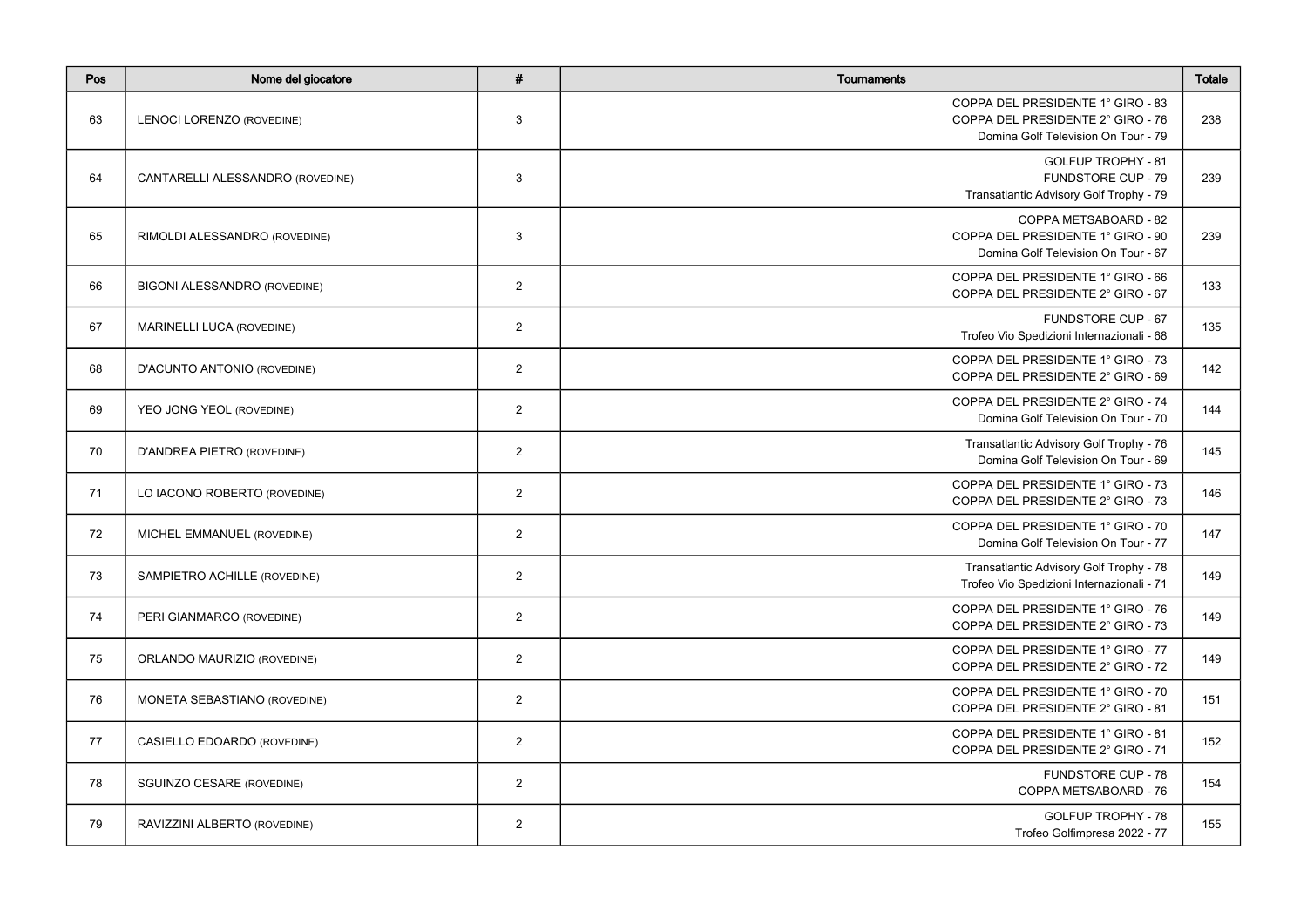| Pos | Nome del giocatore | # | Tournaments | Totale |
|---|---|---|---|---|
| 63 | LENOCI LORENZO (ROVEDINE) | 3 | COPPA DEL PRESIDENTE 1° GIRO - 83<br>COPPA DEL PRESIDENTE 2° GIRO - 76<br>Domina Golf Television On Tour - 79 | 238 |
| 64 | CANTARELLI ALESSANDRO (ROVEDINE) | 3 | GOLFUP TROPHY - 81<br>FUNDSTORE CUP - 79<br>Transatlantic Advisory Golf Trophy - 79 | 239 |
| 65 | RIMOLDI ALESSANDRO (ROVEDINE) | 3 | COPPA METSABOARD - 82<br>COPPA DEL PRESIDENTE 1° GIRO - 90<br>Domina Golf Television On Tour - 67 | 239 |
| 66 | BIGONI ALESSANDRO (ROVEDINE) | 2 | COPPA DEL PRESIDENTE 1° GIRO - 66<br>COPPA DEL PRESIDENTE 2° GIRO - 67 | 133 |
| 67 | MARINELLI LUCA (ROVEDINE) | 2 | FUNDSTORE CUP - 67<br>Trofeo Vio Spedizioni Internazionali - 68 | 135 |
| 68 | D'ACUNTO ANTONIO (ROVEDINE) | 2 | COPPA DEL PRESIDENTE 1° GIRO - 73<br>COPPA DEL PRESIDENTE 2° GIRO - 69 | 142 |
| 69 | YEO JONG YEOL (ROVEDINE) | 2 | COPPA DEL PRESIDENTE 2° GIRO - 74<br>Domina Golf Television On Tour - 70 | 144 |
| 70 | D'ANDREA PIETRO (ROVEDINE) | 2 | Transatlantic Advisory Golf Trophy - 76<br>Domina Golf Television On Tour - 69 | 145 |
| 71 | LO IACONO ROBERTO (ROVEDINE) | 2 | COPPA DEL PRESIDENTE 1° GIRO - 73<br>COPPA DEL PRESIDENTE 2° GIRO - 73 | 146 |
| 72 | MICHEL EMMANUEL (ROVEDINE) | 2 | COPPA DEL PRESIDENTE 1° GIRO - 70<br>Domina Golf Television On Tour - 77 | 147 |
| 73 | SAMPIETRO ACHILLE (ROVEDINE) | 2 | Transatlantic Advisory Golf Trophy - 78<br>Trofeo Vio Spedizioni Internazionali - 71 | 149 |
| 74 | PERI GIANMARCO (ROVEDINE) | 2 | COPPA DEL PRESIDENTE 1° GIRO - 76<br>COPPA DEL PRESIDENTE 2° GIRO - 73 | 149 |
| 75 | ORLANDO MAURIZIO (ROVEDINE) | 2 | COPPA DEL PRESIDENTE 1° GIRO - 77<br>COPPA DEL PRESIDENTE 2° GIRO - 72 | 149 |
| 76 | MONETA SEBASTIANO (ROVEDINE) | 2 | COPPA DEL PRESIDENTE 1° GIRO - 70<br>COPPA DEL PRESIDENTE 2° GIRO - 81 | 151 |
| 77 | CASIELLO EDOARDO (ROVEDINE) | 2 | COPPA DEL PRESIDENTE 1° GIRO - 81<br>COPPA DEL PRESIDENTE 2° GIRO - 71 | 152 |
| 78 | SGUINZO CESARE (ROVEDINE) | 2 | FUNDSTORE CUP - 78<br>COPPA METSABOARD - 76 | 154 |
| 79 | RAVIZZINI ALBERTO (ROVEDINE) | 2 | GOLFUP TROPHY - 78<br>Trofeo Golfimpresa 2022 - 77 | 155 |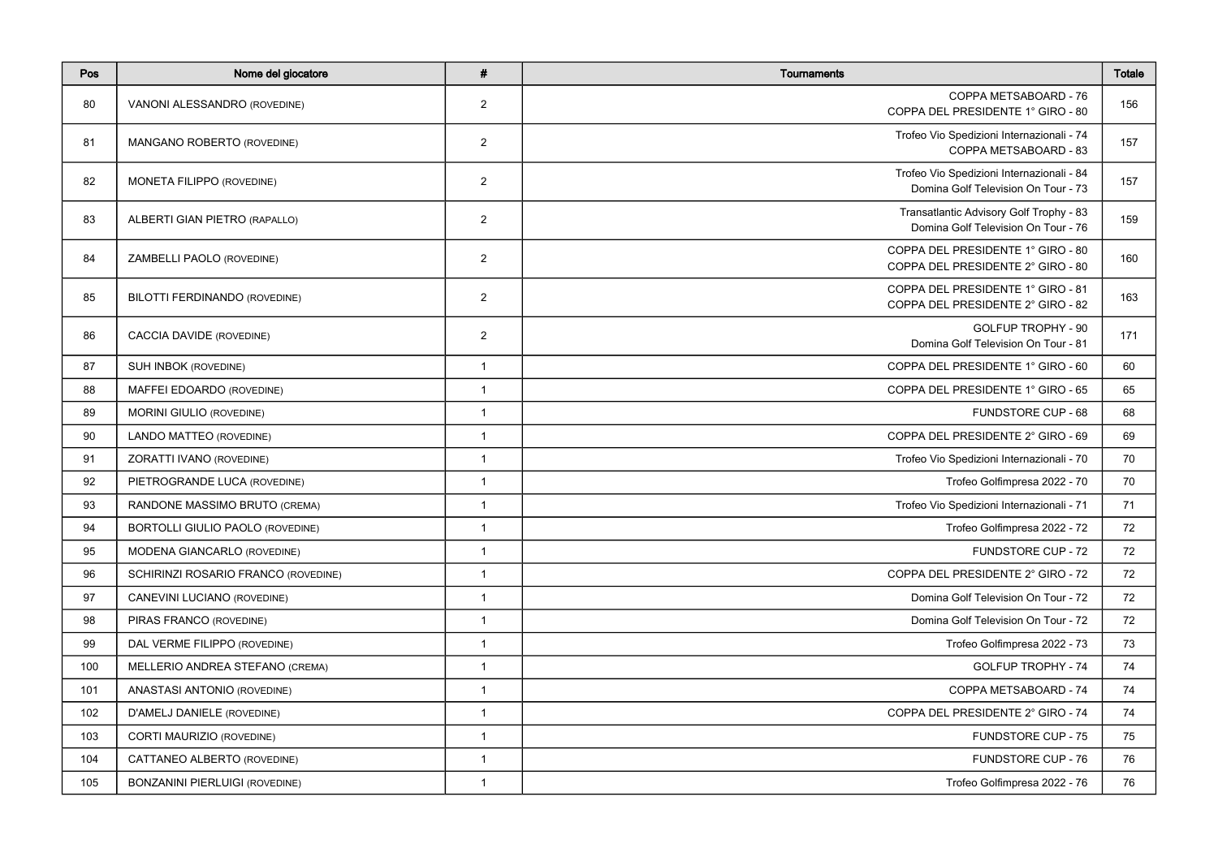| Pos | Nome del giocatore | # | Tournaments | Totale |
|---|---|---|---|---|
| 80 | VANONI ALESSANDRO (ROVEDINE) | 2 | COPPA METSABOARD - 76<br>COPPA DEL PRESIDENTE 1° GIRO - 80 | 156 |
| 81 | MANGANO ROBERTO (ROVEDINE) | 2 | Trofeo Vio Spedizioni Internazionali - 74<br>COPPA METSABOARD - 83 | 157 |
| 82 | MONETA FILIPPO (ROVEDINE) | 2 | Trofeo Vio Spedizioni Internazionali - 84<br>Domina Golf Television On Tour - 73 | 157 |
| 83 | ALBERTI GIAN PIETRO (RAPALLO) | 2 | Transatlantic Advisory Golf Trophy - 83<br>Domina Golf Television On Tour - 76 | 159 |
| 84 | ZAMBELLI PAOLO (ROVEDINE) | 2 | COPPA DEL PRESIDENTE 1° GIRO - 80<br>COPPA DEL PRESIDENTE 2° GIRO - 80 | 160 |
| 85 | BILOTTI FERDINANDO (ROVEDINE) | 2 | COPPA DEL PRESIDENTE 1° GIRO - 81<br>COPPA DEL PRESIDENTE 2° GIRO - 82 | 163 |
| 86 | CACCIA DAVIDE (ROVEDINE) | 2 | GOLFUP TROPHY - 90<br>Domina Golf Television On Tour - 81 | 171 |
| 87 | SUH INBOK (ROVEDINE) | 1 | COPPA DEL PRESIDENTE 1° GIRO - 60 | 60 |
| 88 | MAFFEI EDOARDO (ROVEDINE) | 1 | COPPA DEL PRESIDENTE 1° GIRO - 65 | 65 |
| 89 | MORINI GIULIO (ROVEDINE) | 1 | FUNDSTORE CUP - 68 | 68 |
| 90 | LANDO MATTEO (ROVEDINE) | 1 | COPPA DEL PRESIDENTE 2° GIRO - 69 | 69 |
| 91 | ZORATTI IVANO (ROVEDINE) | 1 | Trofeo Vio Spedizioni Internazionali - 70 | 70 |
| 92 | PIETROGRANDE LUCA (ROVEDINE) | 1 | Trofeo Golfimpresa 2022 - 70 | 70 |
| 93 | RANDONE MASSIMO BRUTO (CREMA) | 1 | Trofeo Vio Spedizioni Internazionali - 71 | 71 |
| 94 | BORTOLLI GIULIO PAOLO (ROVEDINE) | 1 | Trofeo Golfimpresa 2022 - 72 | 72 |
| 95 | MODENA GIANCARLO (ROVEDINE) | 1 | FUNDSTORE CUP - 72 | 72 |
| 96 | SCHIRINZI ROSARIO FRANCO (ROVEDINE) | 1 | COPPA DEL PRESIDENTE 2° GIRO - 72 | 72 |
| 97 | CANEVINI LUCIANO (ROVEDINE) | 1 | Domina Golf Television On Tour - 72 | 72 |
| 98 | PIRAS FRANCO (ROVEDINE) | 1 | Domina Golf Television On Tour - 72 | 72 |
| 99 | DAL VERME FILIPPO (ROVEDINE) | 1 | Trofeo Golfimpresa 2022 - 73 | 73 |
| 100 | MELLERIO ANDREA STEFANO (CREMA) | 1 | GOLFUP TROPHY - 74 | 74 |
| 101 | ANASTASI ANTONIO (ROVEDINE) | 1 | COPPA METSABOARD - 74 | 74 |
| 102 | D'AMELJ DANIELE (ROVEDINE) | 1 | COPPA DEL PRESIDENTE 2° GIRO - 74 | 74 |
| 103 | CORTI MAURIZIO (ROVEDINE) | 1 | FUNDSTORE CUP - 75 | 75 |
| 104 | CATTANEO ALBERTO (ROVEDINE) | 1 | FUNDSTORE CUP - 76 | 76 |
| 105 | BONZANINI PIERLUIGI (ROVEDINE) | 1 | Trofeo Golfimpresa 2022 - 76 | 76 |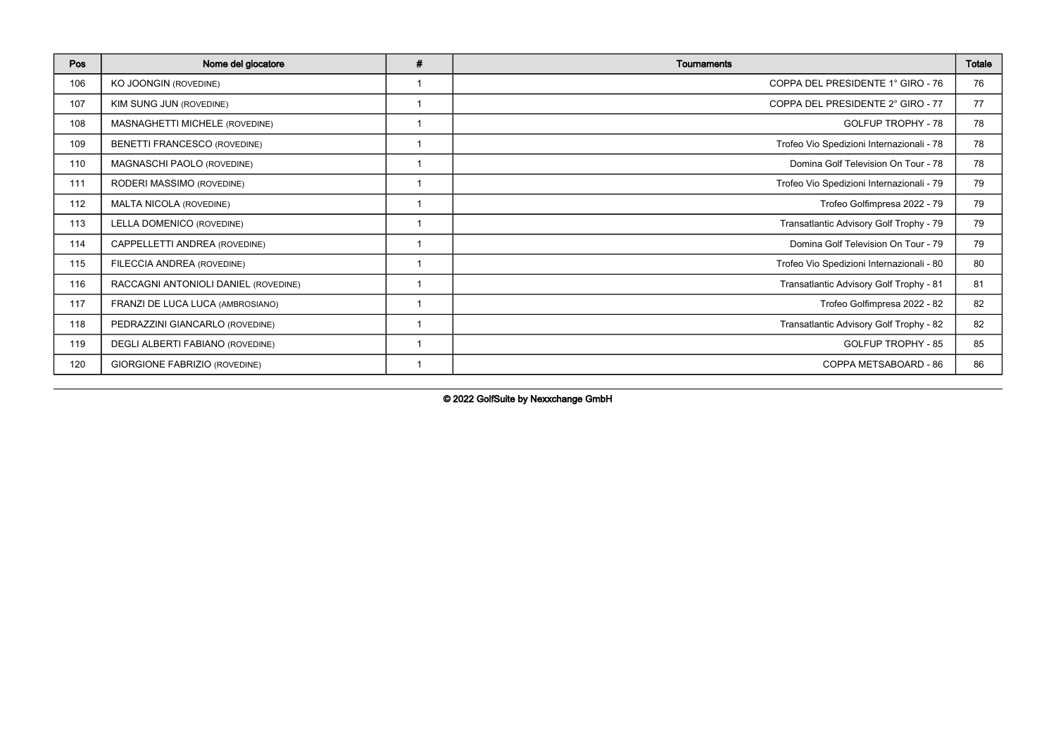| Pos | Nome del giocatore | # | Tournaments | Totale |
|---|---|---|---|---|
| 106 | KO JOONGIN (ROVEDINE) | 1 | COPPA DEL PRESIDENTE 1° GIRO - 76 | 76 |
| 107 | KIM SUNG JUN (ROVEDINE) | 1 | COPPA DEL PRESIDENTE 2° GIRO - 77 | 77 |
| 108 | MASNAGHETTI MICHELE (ROVEDINE) | 1 | GOLFUP TROPHY - 78 | 78 |
| 109 | BENETTI FRANCESCO (ROVEDINE) | 1 | Trofeo Vio Spedizioni Internazionali - 78 | 78 |
| 110 | MAGNASCHI PAOLO (ROVEDINE) | 1 | Domina Golf Television On Tour - 78 | 78 |
| 111 | RODERI MASSIMO (ROVEDINE) | 1 | Trofeo Vio Spedizioni Internazionali - 79 | 79 |
| 112 | MALTA NICOLA (ROVEDINE) | 1 | Trofeo Golfimpresa 2022 - 79 | 79 |
| 113 | LELLA DOMENICO (ROVEDINE) | 1 | Transatlantic Advisory Golf Trophy - 79 | 79 |
| 114 | CAPPELLETTI ANDREA (ROVEDINE) | 1 | Domina Golf Television On Tour - 79 | 79 |
| 115 | FILECCIA ANDREA (ROVEDINE) | 1 | Trofeo Vio Spedizioni Internazionali - 80 | 80 |
| 116 | RACCAGNI ANTONIOLI DANIEL (ROVEDINE) | 1 | Transatlantic Advisory Golf Trophy - 81 | 81 |
| 117 | FRANZI DE LUCA LUCA (AMBROSIANO) | 1 | Trofeo Golfimpresa 2022 - 82 | 82 |
| 118 | PEDRAZZINI GIANCARLO (ROVEDINE) | 1 | Transatlantic Advisory Golf Trophy - 82 | 82 |
| 119 | DEGLI ALBERTI FABIANO (ROVEDINE) | 1 | GOLFUP TROPHY - 85 | 85 |
| 120 | GIORGIONE FABRIZIO (ROVEDINE) | 1 | COPPA METSABOARD - 86 | 86 |

© 2022 GolfSuite by Nexxchange GmbH